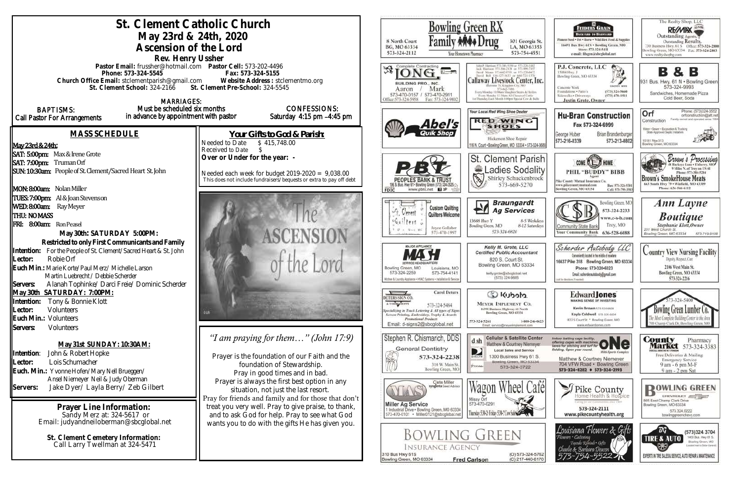# St. Clement Catholic Church

## May 23rd & 24th, 2020

## Ascension of the Lord

**Rev. Henry Ussher**

**Pastor Email:** frussher@hotmail.com **Pastor Cell:** 573-202-4496

**Phone: 573-324-5545** **Fax: 573-324-5155**

**Church Office Email:** stclementparish@gmail.com **Website Address:** stclementmo.org

**St. Clement School:** 324-2166 **St. Clement Pre-School:** 324-5545

**BAPTISMS:** Call Pastor For Arrangements

**MARRIAGES:** Must be scheduled six months in advance by appointment with pastor

**CONFESSIONS:** Saturday 4:15 pm –4:45 pm

## MASS SCHEDULE

**May 23rd & 24th:**

**SAT: 5:00pm:** Max & Irene Grote

**SAT: 7:00pm:** Truman Orf

**SUN: 10:30am:** People of St. Clement/Sacred Heart St. John

**MON: 8:00am:** Nolan Miller

**TUES: 7:00pm:** Al & Joan Stevenson

**WED: 8:00am:** Ray Meyer

**THU: NO MASS**

**FRI: 8:00am:** Ron Peasel

**May 30th: SATURDAY 5:00PM:**

**Restricted to only First Communicants and Family**

**Intention:** For the People of St. Clement/Sacred Heart & St. John

**Lector:** Robie Orf

**Euch Min.:** Marie Korte/Paul Merz/ Michelle Larson
Martin Luebrecht / Debbie Scherder

**Servers:** Alanah Tophinke/ Darci Freie/ Dominic Scherder

**May 30th SATURDAY: 7:00PM:**

**Intention:** Tony & Bonnie Klott

**Lector:** Volunteers

**Euch Min.:** Volunteers

**Servers:** Volunteers

**May 31st SUNDAY: 10:30AM:**

**Intention:** John & Robert Hopke

**Lector:** Lois Schumacher

**Euch. Min.:** Yvonne Hofen/Mary Nell Brueggen/
Ansel Niemeyer Neil & Judy Oberman

**Servers:** Jake Dyer/ Layla Berry/ Zeb Gilbert

**Prayer Line Information:**
Sandy Merz at: 324-5617 or
Email: judyandneiloberman@sbcglobal.net

**St. Clement Cemetery Information:**
Call Larry Twellman at 324-5471

## Your Gifts to God & Parish:

Needed to Date $ 415,748.00

Received to Date $

**Over or Under for the year: -**

Needed each week for budget 2019-2020 = 9,038.00

This does not include fundraisers/ bequests or extra to pay off debt

The ASCENSION of the Lord

*"I am praying for them…" (John 17:9)*

Prayer is the foundation of our Faith and the foundation of Stewardship.
Pray in good times and in bad.
Prayer is always the first best option in any situation, not just the last resort.
Pray for friends and family and for those that don't treat you very well. Pray to give praise, to thank, and to ask God for help. Pray to see what God wants you to do with the gifts He has given you.

---

**Bowling Green RX Family Drug** — 8 North Court, BG, MO 63334, 573-324-2112 — 301 Georgia St., LA, MO 63353, 573-754-4551 — Your Hometown Pharmacy

**Feeders Grain** — Backyard to Barnyard — Pioneer Seed • Pet • Horse • Wild Bird Feed & Supplies — 16491 Bus Hwy 61N • Bowling Green, MO — Store: 573-324-5411 — e-mail: fdsgrn@sbcglobal.net

**The Realty Shop, LLC RE/MAX** — Outstanding Agents. Outstanding Results. — 730 Business Hwy. 61 S, Bowling Green, MO 63334 — Office: 573-324-2800 — Fax: 573-324-2863 — www.realtyshopbg.com

**Long Building Pro., Inc.** — Complete Contracting — Aaron / Mark — 573-470-0157 / 573-470-2911 — Office: 573-324-5958 — Fax: 573-324-9802

**Callaway Livestock Center, Inc.** — Interstate 70, Kingdom City, MO — 573-642-7486 — Every Monday 10:00am Slaughter Steers & Heifers — Every Monday 12:30pm All Classes of Cattle — 1st Thursday Each Month 6:00pm Special Cow & Bulls

**P.J. Concrete, LLC** — 15084 Hwy. J, Bowling Green, MO 63334 — Concrete Work, Foundations • Patio's, Sidewalks • Driveways — (573) 324-5660 — (573) 470-1511 — Justin Grote, Owner

**B & B** — 931 Bus. Hwy. 61 N • Bowling Green — 573-324-9993 — Sandwiches, Homemade Pizza, Cold Beer, Soda

**Abel's Quik Shop**

**Red Wing Shoes** — Your Local Red Wing Shoe Dealer — Hickerson Shoe Repair — 116 N. Court • Bowling Green, MO 63334 • 573-324-3688

**Hu-Bran Construction** — Fax 573-324-6999 — George Huber 573-216-0339 — Brian Brandenburger 573-213-0802

**Orf Construction** — Phone: (573)324-3552 — orfconstruction@att.net — Family owned and operated since 1984 — Water • Sewer • Excavation & Trucking — State Approved Septic Installers — 15181 Pike 313, Bowling Green, MO 63334

**PBT Peoples Bank & Trust** — 1195 S. Bus. Hwy 61 • Bowling Green (573) 324-2525 — www.pbtc.net — FDIC

**St. Clement Parish Ladies Sodality** — Shirley Schuckenbrock — 573-669-5270

**Phil "Buddy" Bibb** — Agent — Pike County Mutual Insurance Co. — www.pikecountymutual.com — Bowling Green, MO 63334 — Bus: 573-324-5301 — Cell: 573-795-3593

**Brown's Processing** — 26 Buckeye Lane • Elsberry, MO — 9 Miles N. of Troy on US 61 — Phone: 573-384-5284 — **Brown's SmokeHouse Meats** — 663 South Hwy 79 • Winfield, MO 63389 — Phone: 636-566-6112

**St. Clement Quilters** — Custom Quilting — Quilters Welcome — Joyce Gollaher — 573-470-1997

**Braungardt Ag Services** — 13688 Hwy Y, Bowling Green, MO — 8-5 Weekdays, 8-12 Saturdays — 573-324-6820

**Community State Bank** — Bowling Green, MO 573-324-2233 — www.c-s-b.com — Troy, MO 636-528-6688 — Your Community Bank

**Ann Layne Boutique** — Stephanie Klott, Owner — 201 West Church St., Bowling Green, MO 63334 — 573-719-9108

**MASH** — Major Appliance Service Headquarters — Bowling Green, MO 573-324-2259 — Louisiana, MO 573-754-4141 — Kitchen & Laundry Appliance • HVAC Systems • Installation & Service

**Kelly M. Grote, LLC** — Certified Public Accountant — 820 S. Court St., Bowling Green, MO 63334 — kellygrote@sbcglobal.net — (573) 324-9885

**Scherder Autobody LLC** — Conveniently located in the middle of nowhere — 16637 Pike 318 Bowling Green, MO 63334 — Phone: 573-324-6023 — Email: scherderautobody@gmail.com — (call for directions if needed)

**Country View Nursing Facility** — Dignity, Respect, Care — 2106 West Main St., Bowling Green, MO 63334 — 573-324-2216

**Deters Sign Co.** — A T-Shirt Shoppe — Carol Deters — 573-324-5484 — Specializing in Truck Lettering & All types of Signs — Screen Printing, Embroidery, Trophy & Awards — Promotional Products — Email: d-signs2@sbcglobal.net

**Kubota — Meyer Implement Co.** — 16398 Business Highway 61 North, Bowling Green, MO 63334 — 573-324-5261 — 1-800-246-0623 — Email: service@meyerimplement.com

**Edward Jones** — Making Sense of Investing — Kevin Brown 573-324-6604 — Kayla Caldwell 573-324-6604 — 822 S Court St * Bowling Green, MO — www.edwardjones.com

**Bowling Green Lumber Co.** — 573-324-5400 — The Most Complete Building Center in the Area — 700 Champ Clark Dr. Bowling Green, MO

**Stephen R. Chismarich, DDS** — General Dentistry — 573-324-2238 — 310 W. Main St., Bowling Green, MO

**Cellular & Satellite Center** — Matthew & Courtney Niemeyer — Local Sales and Service — 1300 Business Hwy 61 S, Bowling Green, MO 63334 — 573-324-3722

**ONE Multi-Sports Complex** — Indoor batting cage facility, offering cages with machines, lanes for pitching and turf for fielding. Open year round. — Matthew & Courtney Niemeyer — 704 VFW Road • Bowling Green — 573-324-8282 • 573-324-2193

**County Market Pharmacy** — 573-324-3383 — Free Deliveries & Mailing — Emergency Service — 9 am - 6 pm M-F — 9 am - 2 pm Sat

**MAS Miller Ag Service** — Clete Miller, syngenta Seed Advisor — 1 Industrial Drive • Bowling Green, MO 63334 — 573-470-0101 • Miller0121@sbcglobal.net

**Wagon Wheel Café** — Missy Orf — 573-470-0291 — Thursday 5:30-2; Friday 5:30-7; Cow Sale

**Pike County Home Health & Hospice** — Caring for our Communities since 1969 — 573-324-2111 — www.pikecountyhealth.org

**Bowling Green Chevrolet** — 805 East Champ Clark Drive, Bowling Green, MO 63334 — 573.324.0222 — bowlinggreenchevy.com

**Bowling Green Insurance Agency** — 310 Bus Hwy 61S, Bowling Green, MO 63334 — Fred Carlson — (O) 573-324-5762 — (C) 217-440-6170

**Louisiana Flowers & Gifts** — Flowers • Catering • Tuxedo Rentals • Gifts — Charlie & Barbara Deacon — 573-754-5522

**BG Tire & Auto** — (573)324 3704 — 1400 Bus. Hwy 61 S., Bowling Green, MO (Located next to Dollar General) — Experts in Tire Sales & Service, Auto Repair & Maintenance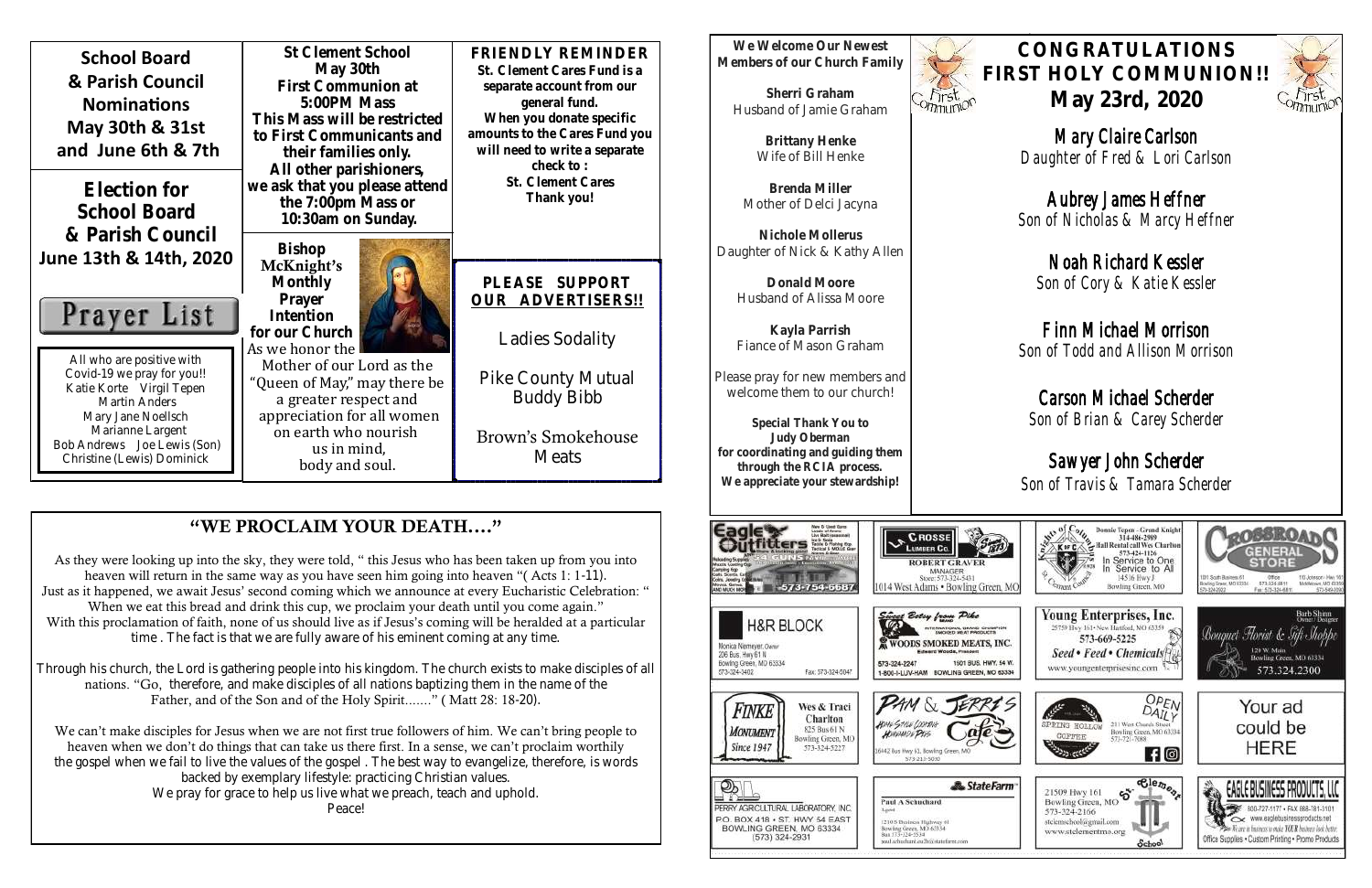## School Board & Parish Council Nominations May 30th & 31st and June 6th & 7th

## Election for School Board & Parish Council June 13th & 14th, 2020

## Prayer List

All who are positive with Covid-19 we pray for you!!
Katie Korte Virgil Tepen
Martin Anders
Mary Jane Noellsch
Marianne Largent
Bob Andrews Joe Lewis (Son)
Christine (Lewis) Dominick

**St Clement School May 30th First Communion at 5:00PM Mass**
**This Mass will be restricted to First Communicants and their families only. All other parishioners, we ask that you please attend the 7:00pm Mass or 10:30am on Sunday.**

**Bishop McKnight's Monthly Prayer Intention for our Church**

As we honor the Mother of our Lord as the "Queen of May," may there be a greater respect and appreciation for all women on earth who nourish us in mind, body and soul.

**FRIENDLY REMINDER**
**St. Clement Cares Fund is a separate account from our general fund. When you donate specific amounts to the Cares Fund you will need to write a separate check to : St. Clement Cares Thank you!**

**PLEASE SUPPORT OUR ADVERTISERS!!**

Ladies Sodality

Pike County Mutual
Buddy Bibb

Brown's Smokehouse Meats

## "WE PROCLAIM YOUR DEATH…."

As they were looking up into the sky, they were told, " this Jesus who has been taken up from you into heaven will return in the same way as you have seen him going into heaven "( Acts 1: 1-11). Just as it happened, we await Jesus' second coming which we announce at every Eucharistic Celebration: " When we eat this bread and drink this cup, we proclaim your death until you come again." With this proclamation of faith, none of us should live as if Jesus's coming will be heralded at a particular time . The fact is that we are fully aware of his eminent coming at any time.

Through his church, the Lord is gathering people into his kingdom. The church exists to make disciples of all nations. "Go, therefore, and make disciples of all nations baptizing them in the name of the Father, and of the Son and of the Holy Spirit……." ( Matt 28: 18-20).

We can't make disciples for Jesus when we are not first true followers of him. We can't bring people to heaven when we don't do things that can take us there first. In a sense, we can't proclaim worthily the gospel when we fail to live the values of the gospel . The best way to evangelize, therefore, is words backed by exemplary lifestyle: practicing Christian values.
We pray for grace to help us live what we preach, teach and uphold.
Peace!

**We Welcome Our Newest Members of our Church Family**

**Sherri Graham**
Husband of Jamie Graham

**Brittany Henke**
Wife of Bill Henke

**Brenda Miller**
Mother of Delci Jacyna

**Nichole Mollerus**
Daughter of Nick & Kathy Allen

**Donald Moore**
Husband of Alissa Moore

**Kayla Parrish**
Fiance of Mason Graham

Please pray for new members and welcome them to our church!

**Special Thank You to Judy Oberman for coordinating and guiding them through the RCIA process. We appreciate your stewardship!**

## CONGRATULATIONS FIRST HOLY COMMUNION!! May 23rd, 2020

Mary Claire Carlson
Daughter of Fred & Lori Carlson

Aubrey James Heffner
Son of Nicholas & Marcy Heffner

Noah Richard Kessler
Son of Cory & Katie Kessler

Finn Michael Morrison
Son of Todd and Allison Morrison

Carson Michael Scherder
Son of Brian & Carey Scherder

Sawyer John Scherder
Son of Travis & Tamara Scherder

Eagle Outfitters — 573-754-6687

Crosse Lumber Co. — Robert Graver, Manager — Store: 573-324-5431 — 1014 West Adams • Bowling Green, MO

Knights of Columbus — Donnie Tepen - Grand Knight 314-486-2989 — Hall Rental call Wes Charlton 573-424-1126 — In Service to One, In Service to All — 14516 Hwy J, Bowling Green, MO

Crossroads General Store — 1011 South Business 61, Bowling Green, MO 63334 — 573-324-2022 — Office 573-324-6811 — 110 Johnson - Hwy 161, Middletown, MO — Fax: 573-324-6811

H&R Block — Monica Niemeyer, Owner — 206 Bus. Hwy 61 N, Bowling Green, MO 63334 — 573-324-3402 — Fax: 573-324-5047

Sweet Betsy from Pike — Woods Smoked Meats, Inc. — Edward Woods, President — 573-324-2247 — 1501 Bus. Hwy. 54 W. — 1-800-I-LUV-HAM Bowling Green, MO 63334

Young Enterprises, Inc. — 25759 Hwy 161 • New Hartford, MO 63359 — 573-669-5225 — Seed • Feed • Chemicals — www.youngenterprisesinc.com

Bouquet Florist & Gift Shoppe — Barb Shinn, Owner / Designer — 120 W. Main, Bowling Green, MO 63334 — 573.324.2300

Finke Monument Since 1947 — Wes & Traci Charlton — 825 Bus 61 N, Bowling Green, MO — 573-324-5227

Pam & Jerri's Cafe — Home Style Cooking, Homemade Pies — 16442 Bus Hwy 61, Bowling Green, MO — 573-213-5030

Spring Hollow Coffee — Open Daily — 211 West Church Street, Bowling Green, MO 63334 — 573-721-7088

Your ad could be HERE

Perry Agricultural Laboratory, Inc. — P.O. Box 418 • St. Hwy 54 East — Bowling Green, MO 63334 — (573) 324-2931

State Farm — Paul A Schuchard, Agent — 1210 S Business Highway 61, Bowling Green, MO 63334 — Bus 573-324-5534 — paul.schuchard.eu2b@statefarm.com

St. Clement School — 21509 Hwy 161, Bowling Green, MO — 573-324-2166 — stclemschool@gmail.com — www.stclementmo.org

Eagle Business Products, LLC — 800-727-1177 • FAX 888-781-3101 — www.eaglebusinessproducts.net — Office Supplies • Custom Printing • Promo Products